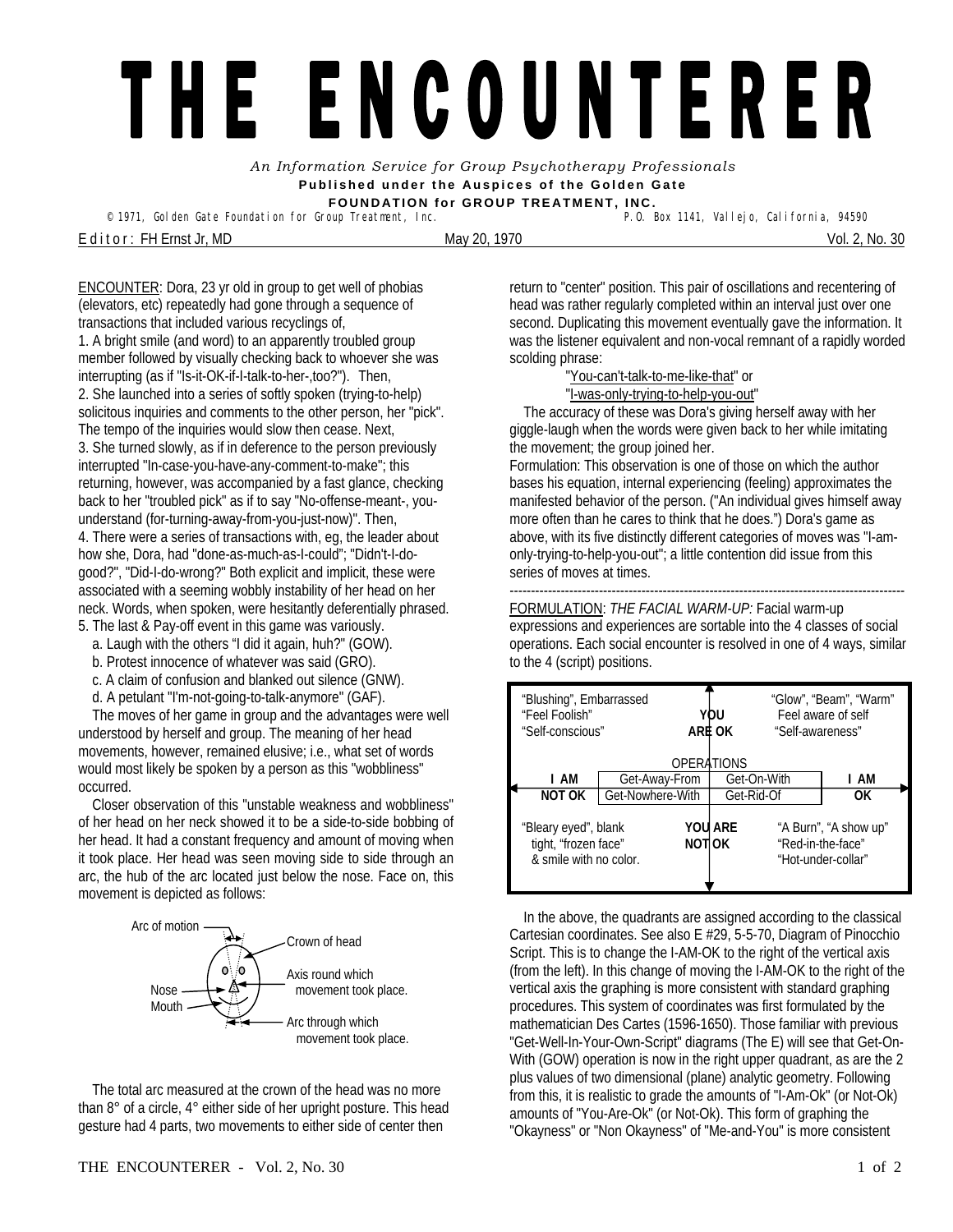# THE ENCOUNTERER

*An Information Service for Group Psychotherapy Professionals*

**Published under the Auspices of the Golden Gate FOUNDATION for GROUP TREATMENT, INC.**

© 1971, Golden Gate Foundation for Group Treatment, Inc. P.O. Box 1141, Vallejo, California, 94590

Editor: FH Ernst Jr, MD May 20, 1970 Vol. 2, No. 30

ENCOUNTER: Dora, 23 yr old in group to get well of phobias (elevators, etc) repeatedly had gone through a sequence of transactions that included various recyclings of,

1. A bright smile (and word) to an apparently troubled group member followed by visually checking back to whoever she was interrupting (as if "Is-it-OK-if-I-talk-to-her-,too?"). Then,
2. She launched into a series of softly spoken (trying-to-help) solicitous inquiries and comments to the other person, her "pick". The tempo of the inquiries would slow then cease. Next,
3. She turned slowly, as if in deference to the person previously interrupted "In-case-you-have-any-comment-to-make"; this returning, however, was accompanied by a fast glance, checking back to her "troubled pick" as if to say "No-offense-meant-, you-understand (for-turning-away-from-you-just-now)". Then,
4. There were a series of transactions with, eg, the leader about how she, Dora, had "done-as-much-as-I-could"; "Didn't-I-do-good?", "Did-I-do-wrong?" Both explicit and implicit, these were associated with a seeming wobbly instability of her head on her neck. Words, when spoken, were hesitantly deferentially phrased.
5. The last & Pay-off event in this game was variously.
   a. Laugh with the others "I did it again, huh?" (GOW).
   b. Protest innocence of whatever was said (GRO).
   c. A claim of confusion and blanked out silence (GNW).
   d. A petulant "I'm-not-going-to-talk-anymore" (GAF).

The moves of her game in group and the advantages were well understood by herself and group. The meaning of her head movements, however, remained elusive; i.e., what set of words would most likely be spoken by a person as this "wobbliness" occurred.

Closer observation of this "unstable weakness and wobbliness" of her head on her neck showed it to be a side-to-side bobbing of her head. It had a constant frequency and amount of moving when it took place. Her head was seen moving side to side through an arc, the hub of the arc located just below the nose. Face on, this movement is depicted as follows:

Arc of motion
Crown of head
Axis round which movement took place.
Nose
Mouth
Arc through which movement took place.

The total arc measured at the crown of the head was no more than 8° of a circle, 4° either side of her upright posture. This head gesture had 4 parts, two movements to either side of center then return to "center" position. This pair of oscillations and recentering of head was rather regularly completed within an interval just over one second. Duplicating this movement eventually gave the information. It was the listener equivalent and non-vocal remnant of a rapidly worded scolding phrase:

"You-can't-talk-to-me-like-that" or
"I-was-only-trying-to-help-you-out"

The accuracy of these was Dora's giving herself away with her giggle-laugh when the words were given back to her while imitating the movement; the group joined her.

Formulation: This observation is one of those on which the author bases his equation, internal experiencing (feeling) approximates the manifested behavior of the person. ("An individual gives himself away more often than he cares to think that he does.") Dora's game as above, with its five distinctly different categories of moves was "I-am-only-trying-to-help-you-out"; a little contention did issue from this series of moves at times.

---

FORMULATION: *THE FACIAL WARM-UP:* Facial warm-up expressions and experiences are sortable into the 4 classes of social operations. Each social encounter is resolved in one of 4 ways, similar to the 4 (script) positions.

"Blushing", Embarrassed
"Feel Foolish"
"Self-conscious"

YOU ARE OK

"Glow", "Beam", "Warm"
Feel aware of self
"Self-awareness"

OPERATIONS

I AM NOT OK | Get-Away-From | Get-On-With | I AM OK
Get-Nowhere-With | Get-Rid-Of

"Bleary eyed", blank tight, "frozen face" & smile with no color.

YOU ARE NOT OK

"A Burn", "A show up"
"Red-in-the-face"
"Hot-under-collar"

In the above, the quadrants are assigned according to the classical Cartesian coordinates. See also E #29, 5-5-70, Diagram of Pinocchio Script. This is to change the I-AM-OK to the right of the vertical axis (from the left). In this change of moving the I-AM-OK to the right of the vertical axis the graphing is more consistent with standard graphing procedures. This system of coordinates was first formulated by the mathematician Des Cartes (1596-1650). Those familiar with previous "Get-Well-In-Your-Own-Script" diagrams (The E) will see that Get-On-With (GOW) operation is now in the right upper quadrant, as are the 2 plus values of two dimensional (plane) analytic geometry. Following from this, it is realistic to grade the amounts of "I-Am-Ok" (or Not-Ok) amounts of "You-Are-Ok" (or Not-Ok). This form of graphing the "Okayness" or "Non Okayness" of "Me-and-You" is more consistent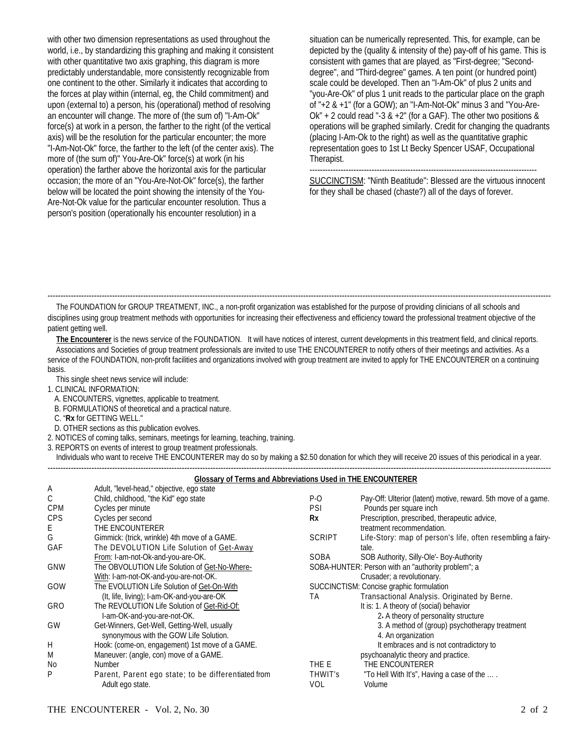with other two dimension representations as used throughout the world, i.e., by standardizing this graphing and making it consistent with other quantitative two axis graphing, this diagram is more predictably understandable, more consistently recognizable from one continent to the other. Similarly it indicates that according to the forces at play within (internal, eg, the Child commitment) and upon (external to) a person, his (operational) method of resolving an encounter will change. The more of (the sum of) "I-Am-Ok" force(s) at work in a person, the farther to the right (of the vertical axis) will be the resolution for the particular encounter; the more "I-Am-Not-Ok" force, the farther to the left (of the center axis). The more of (the sum of)" You-Are-Ok" force(s) at work (in his operation) the farther above the horizontal axis for the particular occasion; the more of an "You-Are-Not-Ok" force(s), the farther below will be located the point showing the intensity of the You-Are-Not-Ok value for the particular encounter resolution. Thus a person's position (operationally his encounter resolution) in a situation can be numerically represented. This, for example, can be depicted by the (quality & intensity of the) pay-off of his game. This is consistent with games that are played, as "First-degree; "Second-degree", and "Third-degree" games. A ten point (or hundred point) scale could be developed. Then an "I-Am-Ok" of plus 2 units and "you-Are-Ok" of plus 1 unit reads to the particular place on the graph of "+2 & +1" (for a GOW); an "I-Am-Not-Ok" minus 3 and "You-Are-Ok" + 2 could read "-3 & +2" (for a GAF). The other two positions & operations will be graphed similarly. Credit for changing the quadrants (placing I-Am-Ok to the right) as well as the quantitative graphic representation goes to 1st Lt Becky Spencer USAF, Occupational Therapist.

---

SUCCINCTISM: "Ninth Beatitude": Blessed are the virtuous innocent for they shall be chased (chaste?) all of the days of forever.

---

The FOUNDATION for GROUP TREATMENT, INC., a non-profit organization was established for the purpose of providing clinicians of all schools and disciplines using group treatment methods with opportunities for increasing their effectiveness and efficiency toward the professional treatment objective of the patient getting well.

**The Encounterer** is the news service of the FOUNDATION. It will have notices of interest, current developments in this treatment field, and clinical reports.

Associations and Societies of group treatment professionals are invited to use THE ENCOUNTERER to notify others of their meetings and activities. As a service of the FOUNDATION, non-profit facilities and organizations involved with group treatment are invited to apply for THE ENCOUNTERER on a continuing basis.

This single sheet news service will include:

1. CLINICAL INFORMATION:
   A. ENCOUNTERS, vignettes, applicable to treatment.
   B. FORMULATIONS of theoretical and a practical nature.
   C. "**Rx** for GETTING WELL."
   D. OTHER sections as this publication evolves.
2. NOTICES of coming talks, seminars, meetings for learning, teaching, training.
3. REPORTS on events of interest to group treatment professionals.

Individuals who want to receive THE ENCOUNTERER may do so by making a $2.50 donation for which they will receive 20 issues of this periodical in a year.

---

## Glossary of Terms and Abbreviations Used in THE ENCOUNTERER

| | |
|---|---|
| A | Adult, "level-head," objective, ego state |
| C | Child, childhood, "the Kid" ego state |
| CPM | Cycles per minute |
| CPS | Cycles per second |
| E | THE ENCOUNTERER |
| G | Gimmick: (trick, wrinkle) 4th move of a GAME. |
| GAF | The DEVOLUTION Life Solution of Get-Away From: I-am-not-Ok-and-you-are-OK. |
| GNW | The OBVOLUTION Life Solution of Get-No-Where-With: I-am-not-OK-and-you-are-not-OK. |
| GOW | The EVOLUTION Life Solution of Get-On-With (It, life, living); I-am-OK-and-you-are-OK |
| GRO | The REVOLUTION Life Solution of Get-Rid-Of: I-am-OK-and-you-are-not-OK. |
| GW | Get-Winners, Get-Well, Getting-Well, usually synonymous with the GOW Life Solution. |
| H | Hook: (come-on, engagement) 1st move of a GAME. |
| M | Maneuver: (angle, con) move of a GAME. |
| No | Number |
| P | Parent, Parent ego state; to be differentiated from Adult ego state. |
| P-O | Pay-Off: Ulterior (latent) motive, reward. 5th move of a game. |
| PSI | Pounds per square inch |
| **Rx** | Prescription, prescribed, therapeutic advice, treatment recommendation. |
| SCRIPT | Life-Story: map of person's life, often resembling a fairy-tale. |
| SOBA | SOB Authority, Silly-Ole'- Boy-Authority |
| SOBA-HUNTER | Person with an "authority problem"; a Crusader; a revolutionary. |
| SUCCINCTISM | Concise graphic formulation |
| TA | Transactional Analysis. Originated by Berne. It is: 1. A theory of (social) behavior 2. A theory of personality structure 3. A method of (group) psychotherapy treatment 4. An organization. It embraces and is not contradictory to psychoanalytic theory and practice. |
| THE E | THE ENCOUNTERER |
| THWIT's | "To Hell With It's", Having a case of the … . |
| VOL | Volume |